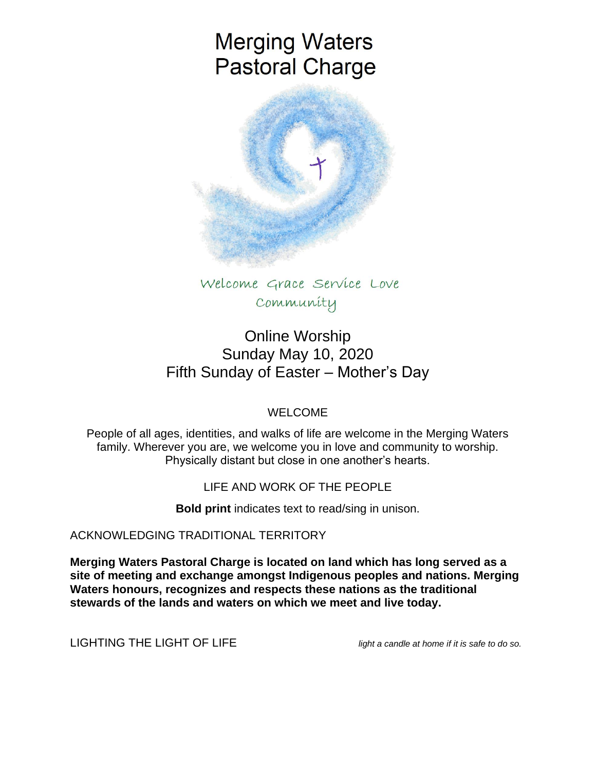# Merging Waters Pastoral Charge

Welcome Grace Service Love Community

## Online Worship
## Sunday May 10, 2020
## Fifth Sunday of Easter – Mother's Day

WELCOME

People of all ages, identities, and walks of life are welcome in the Merging Waters family. Wherever you are, we welcome you in love and community to worship. Physically distant but close in one another's hearts.

LIFE AND WORK OF THE PEOPLE

**Bold print** indicates text to read/sing in unison.

ACKNOWLEDGING TRADITIONAL TERRITORY

**Merging Waters Pastoral Charge is located on land which has long served as a site of meeting and exchange amongst Indigenous peoples and nations. Merging Waters honours, recognizes and respects these nations as the traditional stewards of the lands and waters on which we meet and live today.**

LIGHTING THE LIGHT OF LIFE *light a candle at home if it is safe to do so.*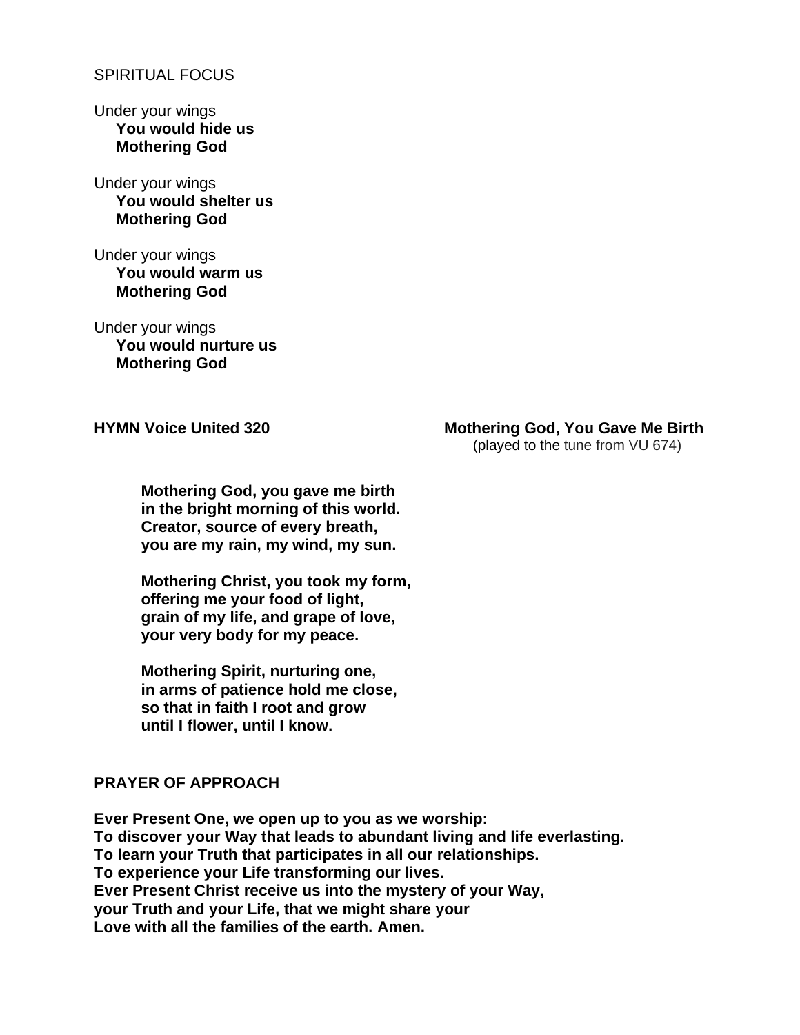SPIRITUAL FOCUS

Under your wings
**You would hide us**
**Mothering God**

Under your wings
**You would shelter us**
**Mothering God**

Under your wings
**You would warm us**
**Mothering God**

Under your wings
**You would nurture us**
**Mothering God**

**HYMN Voice United 320** **Mothering God, You Gave Me Birth**
(played to the tune from VU 674)

**Mothering God, you gave me birth**
**in the bright morning of this world.**
**Creator, source of every breath,**
**you are my rain, my wind, my sun.**

**Mothering Christ, you took my form,**
**offering me your food of light,**
**grain of my life, and grape of love,**
**your very body for my peace.**

**Mothering Spirit, nurturing one,**
**in arms of patience hold me close,**
**so that in faith I root and grow**
**until I flower, until I know.**

**PRAYER OF APPROACH**

**Ever Present One, we open up to you as we worship:**
**To discover your Way that leads to abundant living and life everlasting.**
**To learn your Truth that participates in all our relationships.**
**To experience your Life transforming our lives.**
**Ever Present Christ receive us into the mystery of your Way,**
**your Truth and your Life, that we might share your**
**Love with all the families of the earth. Amen.**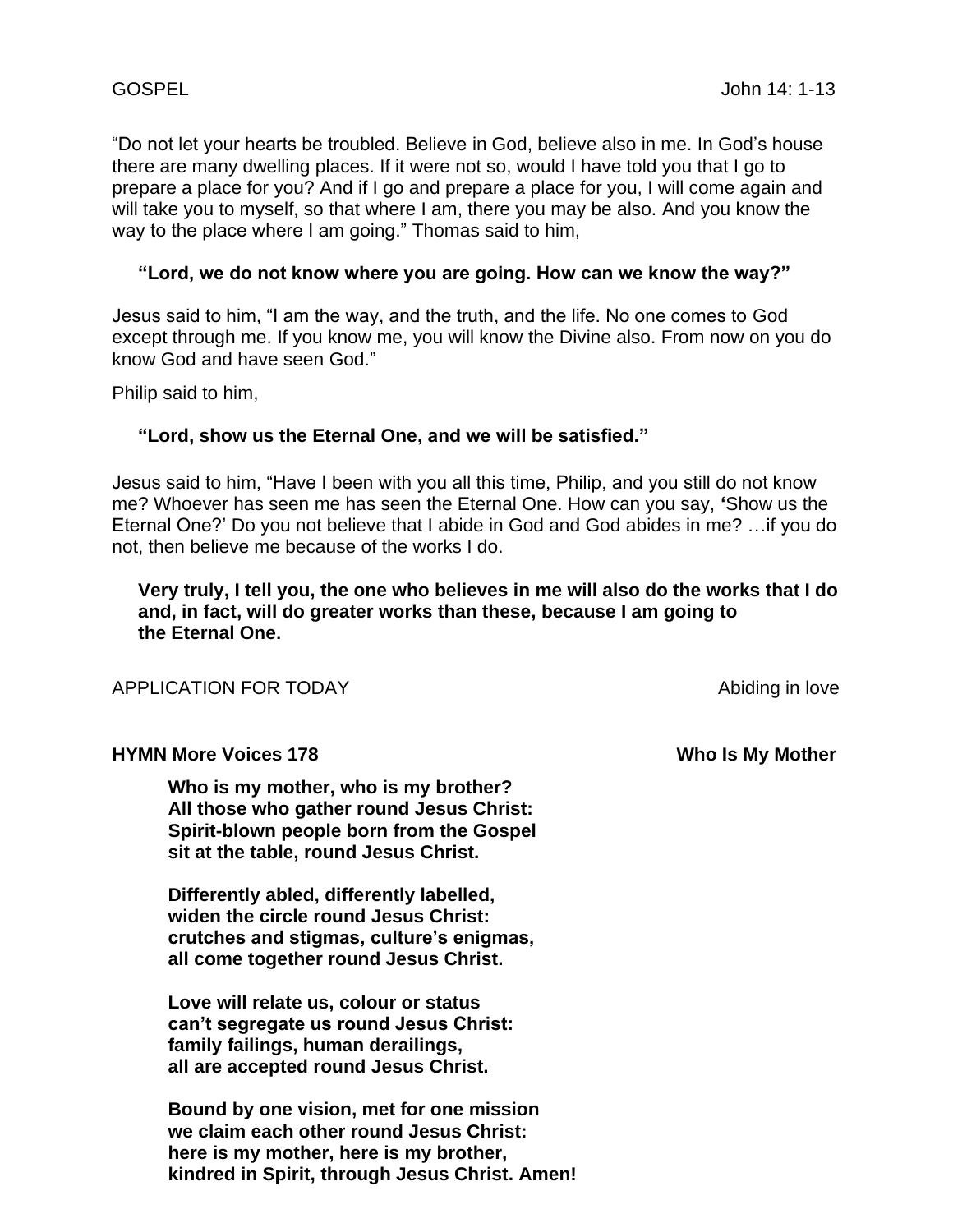GOSPEL John 14: 1-13

"Do not let your hearts be troubled. Believe in God, believe also in me. In God's house there are many dwelling places. If it were not so, would I have told you that I go to prepare a place for you? And if I go and prepare a place for you, I will come again and will take you to myself, so that where I am, there you may be also. And you know the way to the place where I am going." Thomas said to him,

> **"Lord, we do not know where you are going. How can we know the way?"**

Jesus said to him, "I am the way, and the truth, and the life. No one comes to God except through me. If you know me, you will know the Divine also. From now on you do know God and have seen God."

Philip said to him,

> **"Lord, show us the Eternal One, and we will be satisfied."**

Jesus said to him, "Have I been with you all this time, Philip, and you still do not know me? Whoever has seen me has seen the Eternal One. How can you say, **'**Show us the Eternal One?' Do you not believe that I abide in God and God abides in me? …if you do not, then believe me because of the works I do.

> **Very truly, I tell you, the one who believes in me will also do the works that I do and, in fact, will do greater works than these, because I am going to the Eternal One.**

APPLICATION FOR TODAY Abiding in love

**HYMN More Voices 178 Who Is My Mother**

**Who is my mother, who is my brother?
All those who gather round Jesus Christ:
Spirit-blown people born from the Gospel
sit at the table, round Jesus Christ.**

**Differently abled, differently labelled,
widen the circle round Jesus Christ:
crutches and stigmas, culture's enigmas,
all come together round Jesus Christ.**

**Love will relate us, colour or status
can't segregate us round Jesus Christ:
family failings, human derailings,
all are accepted round Jesus Christ.**

**Bound by one vision, met for one mission
we claim each other round Jesus Christ:
here is my mother, here is my brother,
kindred in Spirit, through Jesus Christ. Amen!**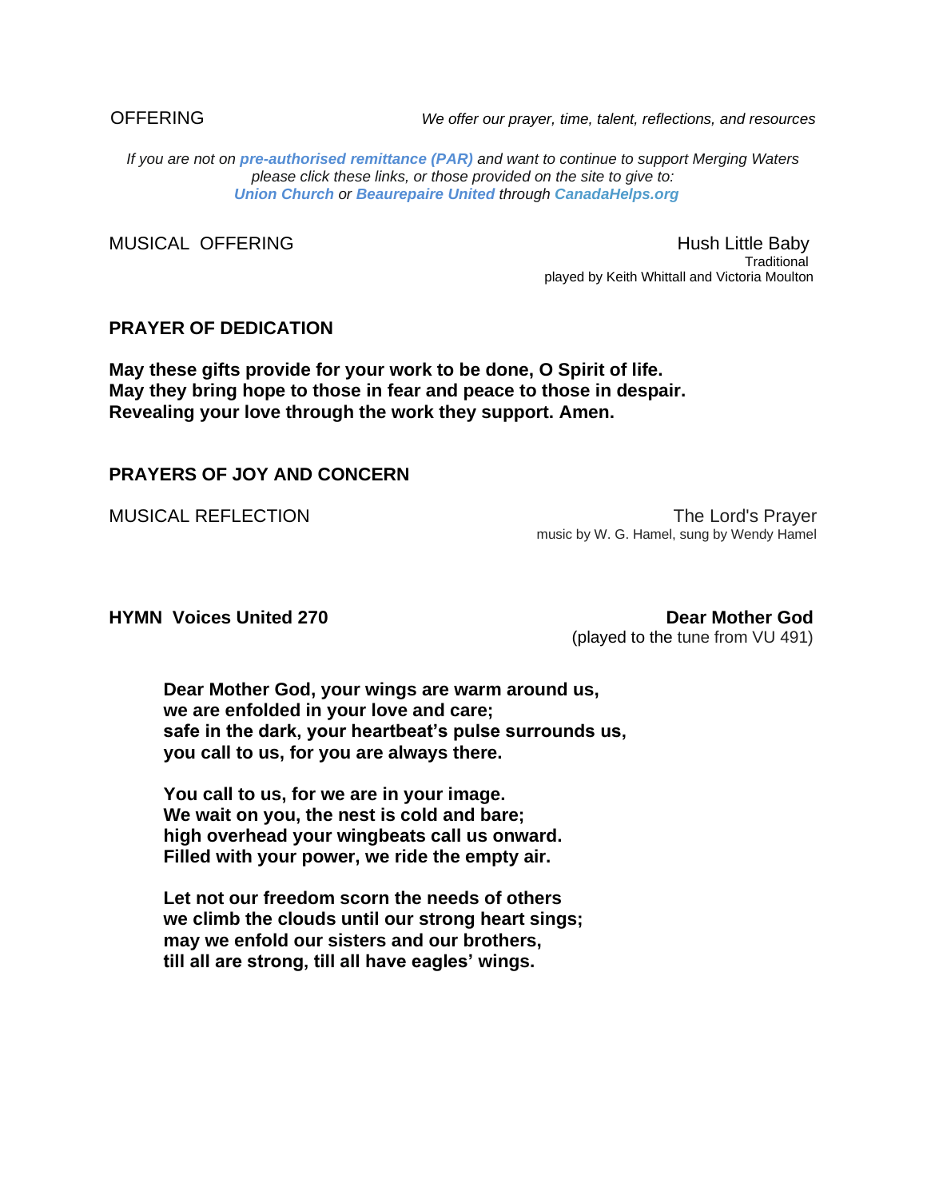OFFERING *We offer our prayer, time, talent, reflections, and resources*

*If you are not on* ***pre-authorised remittance (PAR)*** *and want to continue to support Merging Waters please click these links, or those provided on the site to give to:* ***Union Church*** *or* ***Beaurepaire United*** *through* ***CanadaHelps.org***

MUSICAL OFFERING

Hush Little Baby
Traditional
played by Keith Whittall and Victoria Moulton

**PRAYER OF DEDICATION**

**May these gifts provide for your work to be done, O Spirit of life.**
**May they bring hope to those in fear and peace to those in despair.**
**Revealing your love through the work they support. Amen.**

**PRAYERS OF JOY AND CONCERN**

MUSICAL REFLECTION

The Lord's Prayer
music by W. G. Hamel, sung by Wendy Hamel

**HYMN Voices United 270** **Dear Mother God**
(played to the tune from VU 491)

**Dear Mother God, your wings are warm around us,**
**we are enfolded in your love and care;**
**safe in the dark, your heartbeat's pulse surrounds us,**
**you call to us, for you are always there.**

**You call to us, for we are in your image.**
**We wait on you, the nest is cold and bare;**
**high overhead your wingbeats call us onward.**
**Filled with your power, we ride the empty air.**

**Let not our freedom scorn the needs of others**
**we climb the clouds until our strong heart sings;**
**may we enfold our sisters and our brothers,**
**till all are strong, till all have eagles' wings.**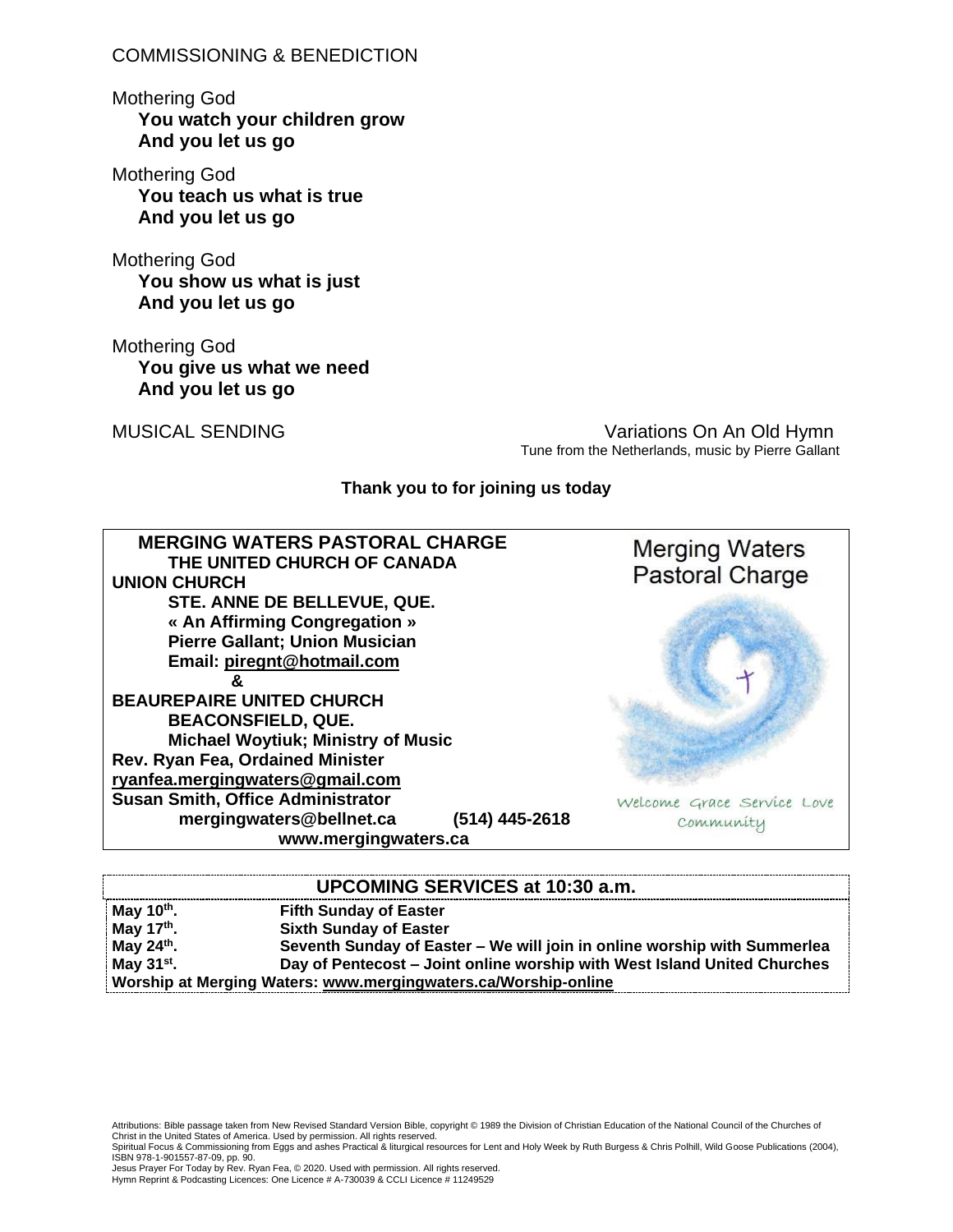COMMISSIONING & BENEDICTION

Mothering God
**You watch your children grow**
**And you let us go**

Mothering God
**You teach us what is true**
**And you let us go**

Mothering God
**You show us what is just**
**And you let us go**

Mothering God
**You give us what we need**
**And you let us go**

MUSICAL SENDING — Variations On An Old Hymn
Tune from the Netherlands, music by Pierre Gallant

**Thank you to for joining us today**

**MERGING WATERS PASTORAL CHARGE**
**THE UNITED CHURCH OF CANADA**
**UNION CHURCH**
**STE. ANNE DE BELLEVUE, QUE.**
**« An Affirming Congregation »**
**Pierre Gallant; Union Musician**
**Email: piregnt@hotmail.com**
**&**
**BEAUREPAIRE UNITED CHURCH**
**BEACONSFIELD, QUE.**
**Michael Woytiuk; Ministry of Music**
**Rev. Ryan Fea, Ordained Minister**
**ryanfea.mergingwaters@gmail.com**
**Susan Smith, Office Administrator**
**mergingwaters@bellnet.ca (514) 445-2618**
**www.mergingwaters.ca**

Merging Waters Pastoral Charge

Welcome Grace Service Love Community

| UPCOMING SERVICES at 10:30 a.m. | |
|---|---|
| **May 10th.** | **Fifth Sunday of Easter** |
| **May 17th.** | **Sixth Sunday of Easter** |
| **May 24th.** | **Seventh Sunday of Easter – We will join in online worship with Summerlea** |
| **May 31st.** | **Day of Pentecost – Joint online worship with West Island United Churches** |

**Worship at Merging Waters: www.mergingwaters.ca/Worship-online**

Attributions: Bible passage taken from New Revised Standard Version Bible, copyright © 1989 the Division of Christian Education of the National Council of the Churches of Christ in the United States of America. Used by permission. All rights reserved.
Spiritual Focus & Commissioning from Eggs and ashes Practical & liturgical resources for Lent and Holy Week by Ruth Burgess & Chris Polhill, Wild Goose Publications (2004), ISBN 978-1-901557-87-09, pp. 90.
Jesus Prayer For Today by Rev. Ryan Fea, © 2020. Used with permission. All rights reserved.
Hymn Reprint & Podcasting Licences: One Licence # A-730039 & CCLI Licence # 11249529